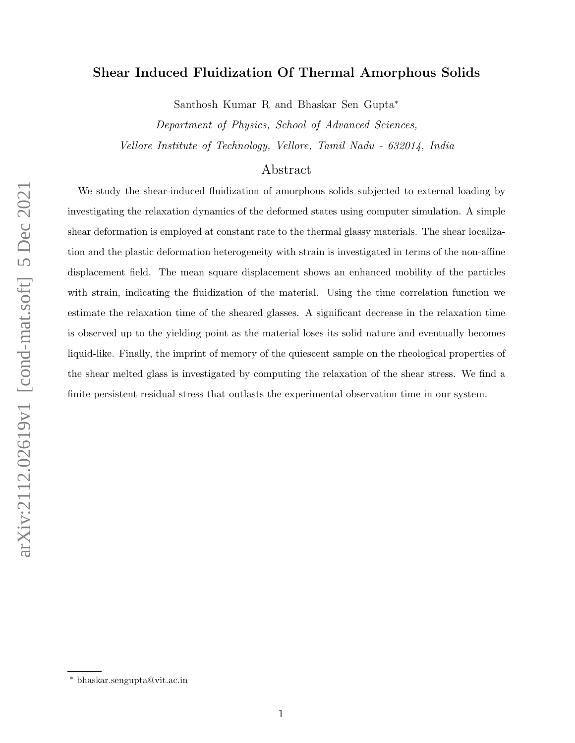# Shear Induced Fluidization Of Thermal Amorphous Solids

Santhosh Kumar R and Bhaskar Sen Gupta*

*Department of Physics, School of Advanced Sciences,*
*Vellore Institute of Technology, Vellore, Tamil Nadu - 632014, India*

## Abstract

We study the shear-induced fluidization of amorphous solids subjected to external loading by investigating the relaxation dynamics of the deformed states using computer simulation. A simple shear deformation is employed at constant rate to the thermal glassy materials. The shear localization and the plastic deformation heterogeneity with strain is investigated in terms of the non-affine displacement field. The mean square displacement shows an enhanced mobility of the particles with strain, indicating the fluidization of the material. Using the time correlation function we estimate the relaxation time of the sheared glasses. A significant decrease in the relaxation time is observed up to the yielding point as the material loses its solid nature and eventually becomes liquid-like. Finally, the imprint of memory of the quiescent sample on the rheological properties of the shear melted glass is investigated by computing the relaxation of the shear stress. We find a finite persistent residual stress that outlasts the experimental observation time in our system.

* bhaskar.sengupta@vit.ac.in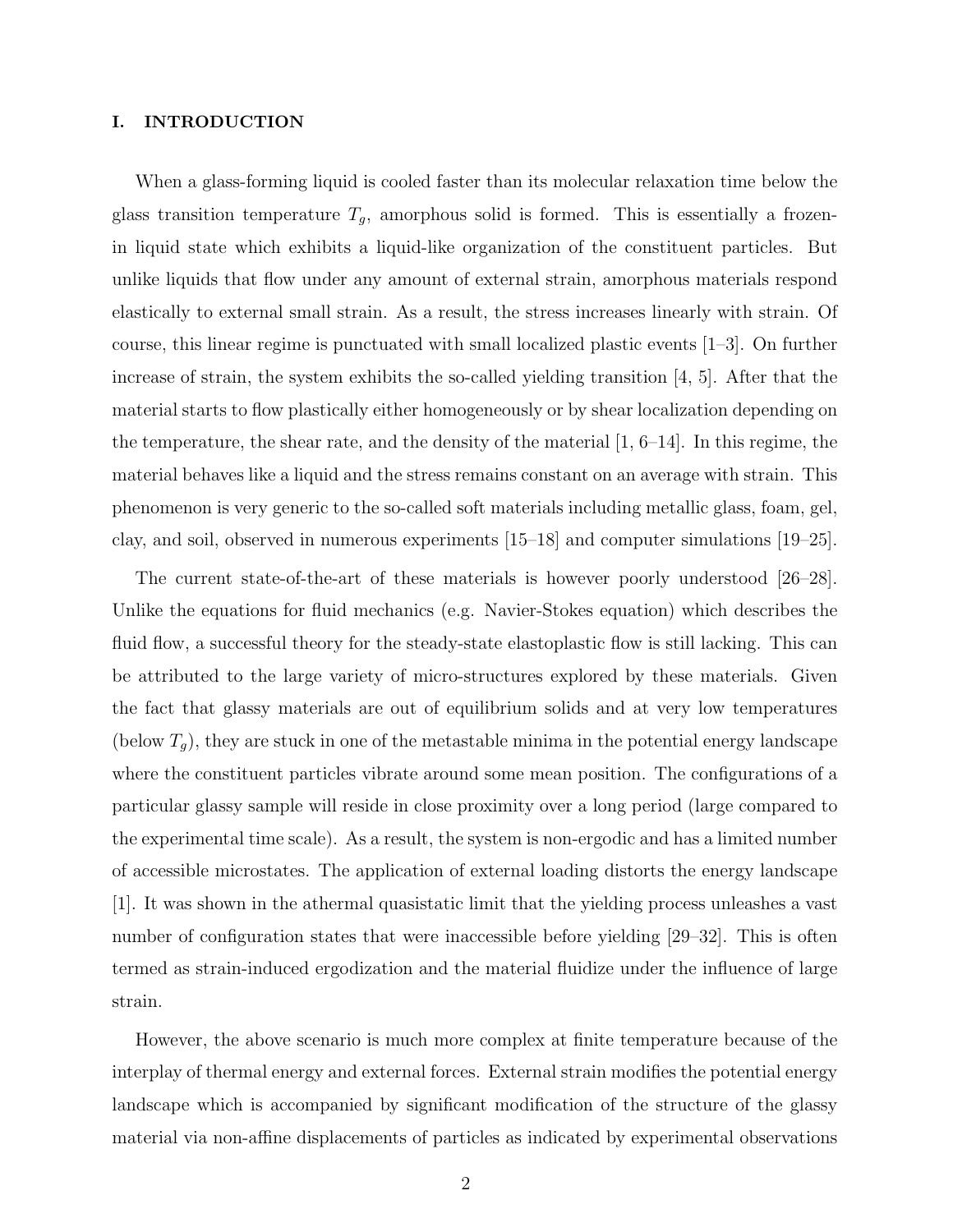## I. INTRODUCTION

When a glass-forming liquid is cooled faster than its molecular relaxation time below the glass transition temperature $T_g$, amorphous solid is formed. This is essentially a frozen-in liquid state which exhibits a liquid-like organization of the constituent particles. But unlike liquids that flow under any amount of external strain, amorphous materials respond elastically to external small strain. As a result, the stress increases linearly with strain. Of course, this linear regime is punctuated with small localized plastic events [1–3]. On further increase of strain, the system exhibits the so-called yielding transition [4, 5]. After that the material starts to flow plastically either homogeneously or by shear localization depending on the temperature, the shear rate, and the density of the material [1, 6–14]. In this regime, the material behaves like a liquid and the stress remains constant on an average with strain. This phenomenon is very generic to the so-called soft materials including metallic glass, foam, gel, clay, and soil, observed in numerous experiments [15–18] and computer simulations [19–25].

The current state-of-the-art of these materials is however poorly understood [26–28]. Unlike the equations for fluid mechanics (e.g. Navier-Stokes equation) which describes the fluid flow, a successful theory for the steady-state elastoplastic flow is still lacking. This can be attributed to the large variety of micro-structures explored by these materials. Given the fact that glassy materials are out of equilibrium solids and at very low temperatures (below $T_g$), they are stuck in one of the metastable minima in the potential energy landscape where the constituent particles vibrate around some mean position. The configurations of a particular glassy sample will reside in close proximity over a long period (large compared to the experimental time scale). As a result, the system is non-ergodic and has a limited number of accessible microstates. The application of external loading distorts the energy landscape [1]. It was shown in the athermal quasistatic limit that the yielding process unleashes a vast number of configuration states that were inaccessible before yielding [29–32]. This is often termed as strain-induced ergodization and the material fluidize under the influence of large strain.

However, the above scenario is much more complex at finite temperature because of the interplay of thermal energy and external forces. External strain modifies the potential energy landscape which is accompanied by significant modification of the structure of the glassy material via non-affine displacements of particles as indicated by experimental observations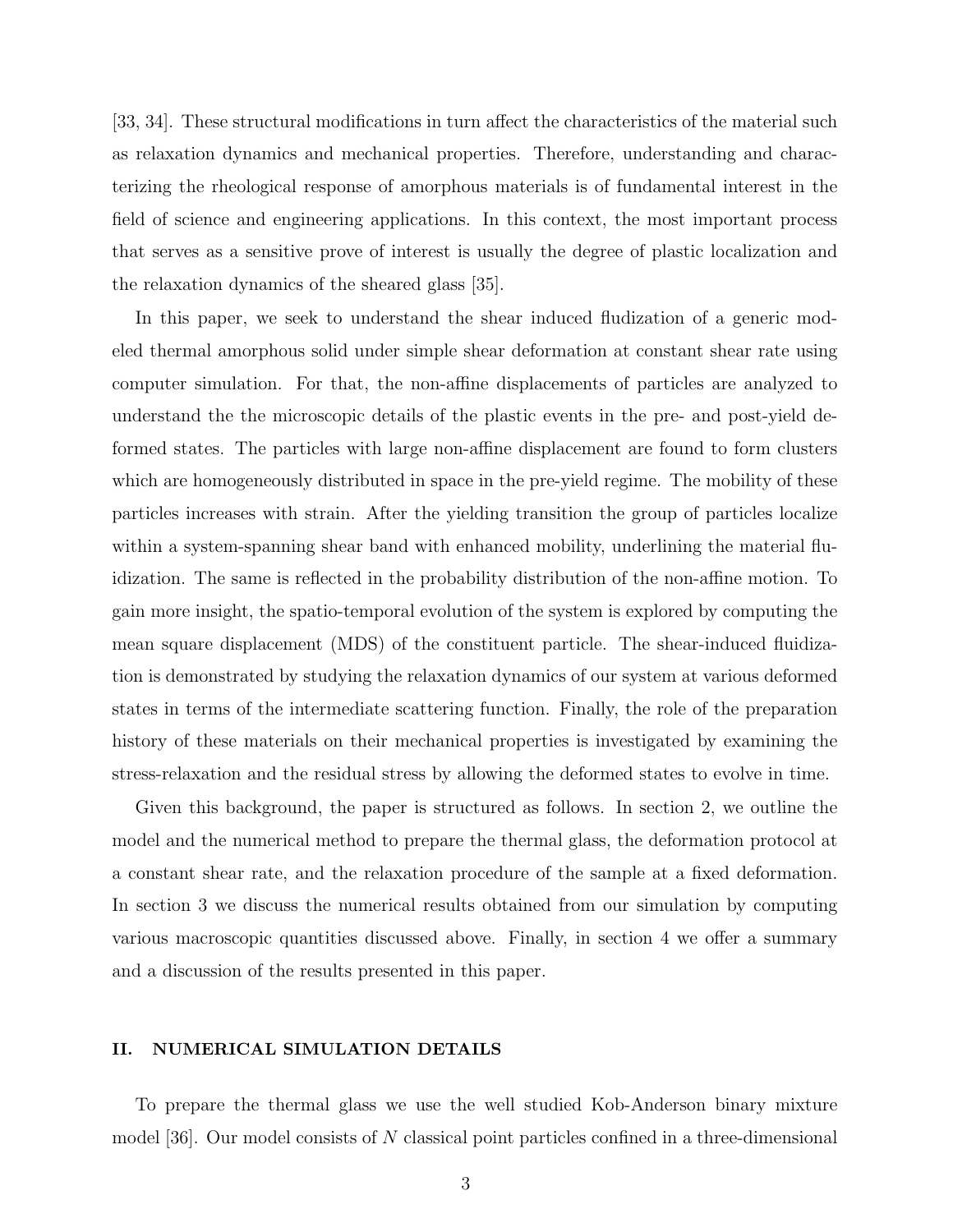[33, 34]. These structural modifications in turn affect the characteristics of the material such as relaxation dynamics and mechanical properties. Therefore, understanding and characterizing the rheological response of amorphous materials is of fundamental interest in the field of science and engineering applications. In this context, the most important process that serves as a sensitive prove of interest is usually the degree of plastic localization and the relaxation dynamics of the sheared glass [35].

In this paper, we seek to understand the shear induced fludization of a generic modeled thermal amorphous solid under simple shear deformation at constant shear rate using computer simulation. For that, the non-affine displacements of particles are analyzed to understand the the microscopic details of the plastic events in the pre- and post-yield deformed states. The particles with large non-affine displacement are found to form clusters which are homogeneously distributed in space in the pre-yield regime. The mobility of these particles increases with strain. After the yielding transition the group of particles localize within a system-spanning shear band with enhanced mobility, underlining the material fluidization. The same is reflected in the probability distribution of the non-affine motion. To gain more insight, the spatio-temporal evolution of the system is explored by computing the mean square displacement (MDS) of the constituent particle. The shear-induced fluidization is demonstrated by studying the relaxation dynamics of our system at various deformed states in terms of the intermediate scattering function. Finally, the role of the preparation history of these materials on their mechanical properties is investigated by examining the stress-relaxation and the residual stress by allowing the deformed states to evolve in time.

Given this background, the paper is structured as follows. In section 2, we outline the model and the numerical method to prepare the thermal glass, the deformation protocol at a constant shear rate, and the relaxation procedure of the sample at a fixed deformation. In section 3 we discuss the numerical results obtained from our simulation by computing various macroscopic quantities discussed above. Finally, in section 4 we offer a summary and a discussion of the results presented in this paper.

## II. NUMERICAL SIMULATION DETAILS

To prepare the thermal glass we use the well studied Kob-Anderson binary mixture model [36]. Our model consists of $N$ classical point particles confined in a three-dimensional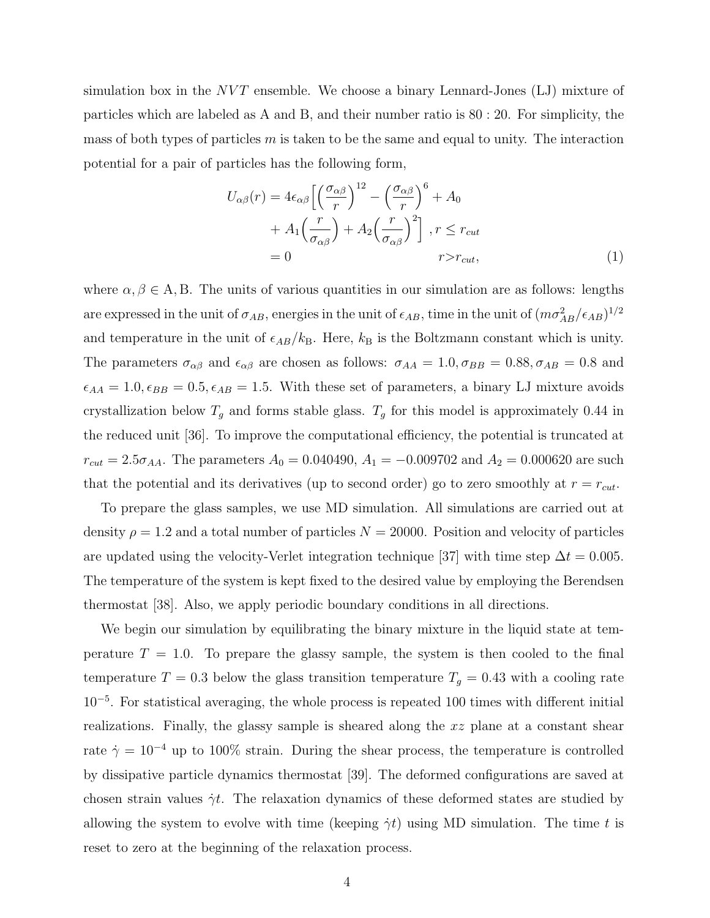simulation box in the $NVT$ ensemble. We choose a binary Lennard-Jones (LJ) mixture of particles which are labeled as A and B, and their number ratio is 80 : 20. For simplicity, the mass of both types of particles $m$ is taken to be the same and equal to unity. The interaction potential for a pair of particles has the following form,

$$
\begin{aligned}
U_{\alpha\beta}(r) &= 4\epsilon_{\alpha\beta}\Big[\Big(\frac{\sigma_{\alpha\beta}}{r}\Big)^{12} - \Big(\frac{\sigma_{\alpha\beta}}{r}\Big)^{6} + A_0 \\
&\quad + A_1\Big(\frac{r}{\sigma_{\alpha\beta}}\Big) + A_2\Big(\frac{r}{\sigma_{\alpha\beta}}\Big)^2\Big] \;, r \leq r_{cut} \\
&= 0 \qquad\qquad\qquad\qquad\qquad\qquad r > r_{cut},
\end{aligned}
\tag{1}
$$

where $\alpha, \beta \in$ A, B. The units of various quantities in our simulation are as follows: lengths are expressed in the unit of $\sigma_{AB}$, energies in the unit of $\epsilon_{AB}$, time in the unit of $(m\sigma_{AB}^2/\epsilon_{AB})^{1/2}$ and temperature in the unit of $\epsilon_{AB}/k_{\mathrm{B}}$. Here, $k_{\mathrm{B}}$ is the Boltzmann constant which is unity. The parameters $\sigma_{\alpha\beta}$ and $\epsilon_{\alpha\beta}$ are chosen as follows: $\sigma_{AA} = 1.0, \sigma_{BB} = 0.88, \sigma_{AB} = 0.8$ and $\epsilon_{AA} = 1.0, \epsilon_{BB} = 0.5, \epsilon_{AB} = 1.5$. With these set of parameters, a binary LJ mixture avoids crystallization below $T_g$ and forms stable glass. $T_g$ for this model is approximately 0.44 in the reduced unit [36]. To improve the computational efficiency, the potential is truncated at $r_{cut} = 2.5\sigma_{AA}$. The parameters $A_0 = 0.040490$, $A_1 = -0.009702$ and $A_2 = 0.000620$ are such that the potential and its derivatives (up to second order) go to zero smoothly at $r = r_{cut}$.

To prepare the glass samples, we use MD simulation. All simulations are carried out at density $\rho = 1.2$ and a total number of particles $N = 20000$. Position and velocity of particles are updated using the velocity-Verlet integration technique [37] with time step $\Delta t = 0.005$. The temperature of the system is kept fixed to the desired value by employing the Berendsen thermostat [38]. Also, we apply periodic boundary conditions in all directions.

We begin our simulation by equilibrating the binary mixture in the liquid state at temperature $T = 1.0$. To prepare the glassy sample, the system is then cooled to the final temperature $T = 0.3$ below the glass transition temperature $T_g = 0.43$ with a cooling rate $10^{-5}$. For statistical averaging, the whole process is repeated 100 times with different initial realizations. Finally, the glassy sample is sheared along the $xz$ plane at a constant shear rate $\dot{\gamma} = 10^{-4}$ up to 100% strain. During the shear process, the temperature is controlled by dissipative particle dynamics thermostat [39]. The deformed configurations are saved at chosen strain values $\dot{\gamma}t$. The relaxation dynamics of these deformed states are studied by allowing the system to evolve with time (keeping $\dot{\gamma}t$) using MD simulation. The time $t$ is reset to zero at the beginning of the relaxation process.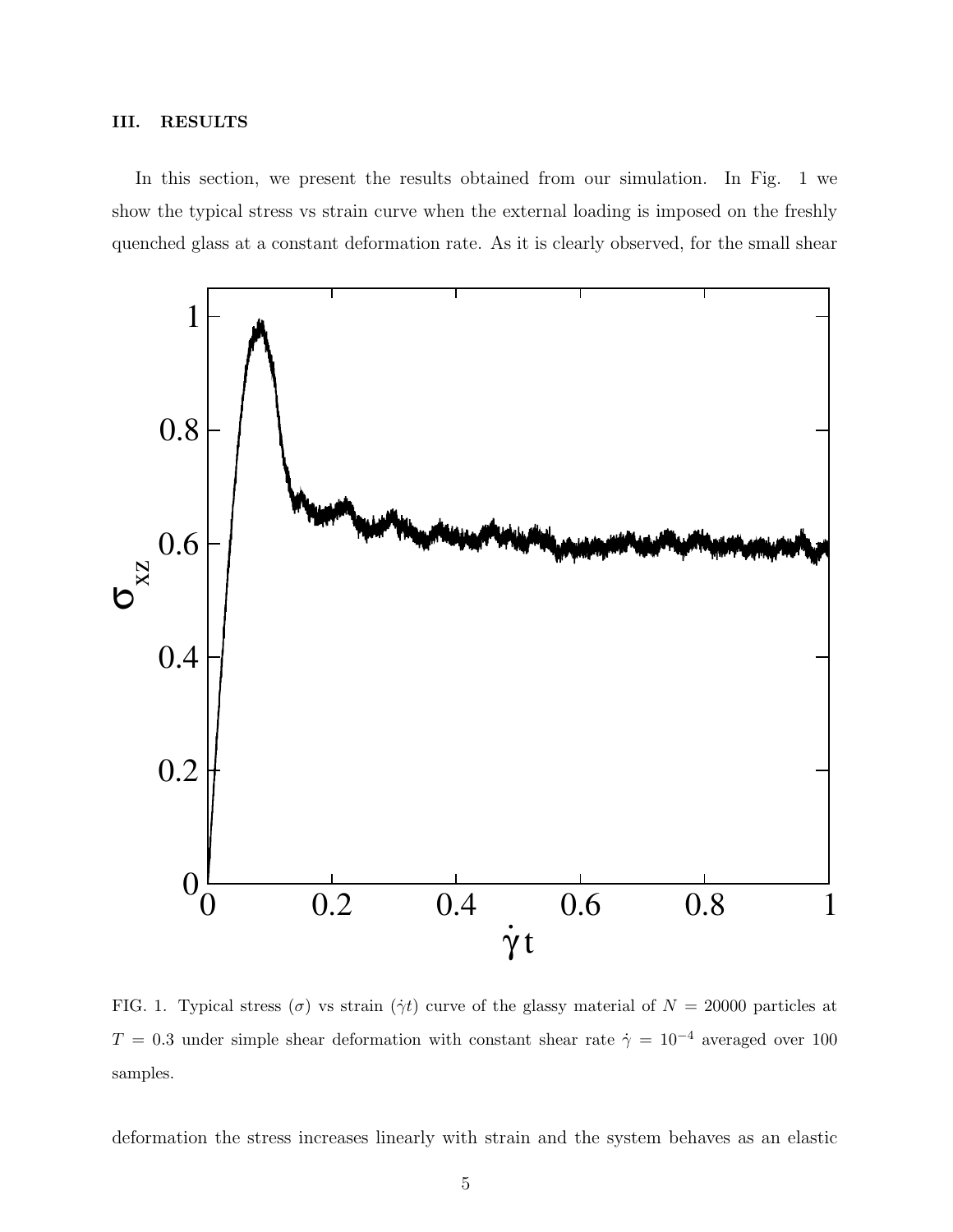## III. RESULTS

In this section, we present the results obtained from our simulation. In Fig. 1 we show the typical stress vs strain curve when the external loading is imposed on the freshly quenched glass at a constant deformation rate. As it is clearly observed, for the small shear

FIG. 1. Typical stress ($\sigma$) vs strain ($\dot{\gamma}t$) curve of the glassy material of $N = 20000$ particles at $T = 0.3$ under simple shear deformation with constant shear rate $\dot{\gamma} = 10^{-4}$ averaged over 100 samples.

deformation the stress increases linearly with strain and the system behaves as an elastic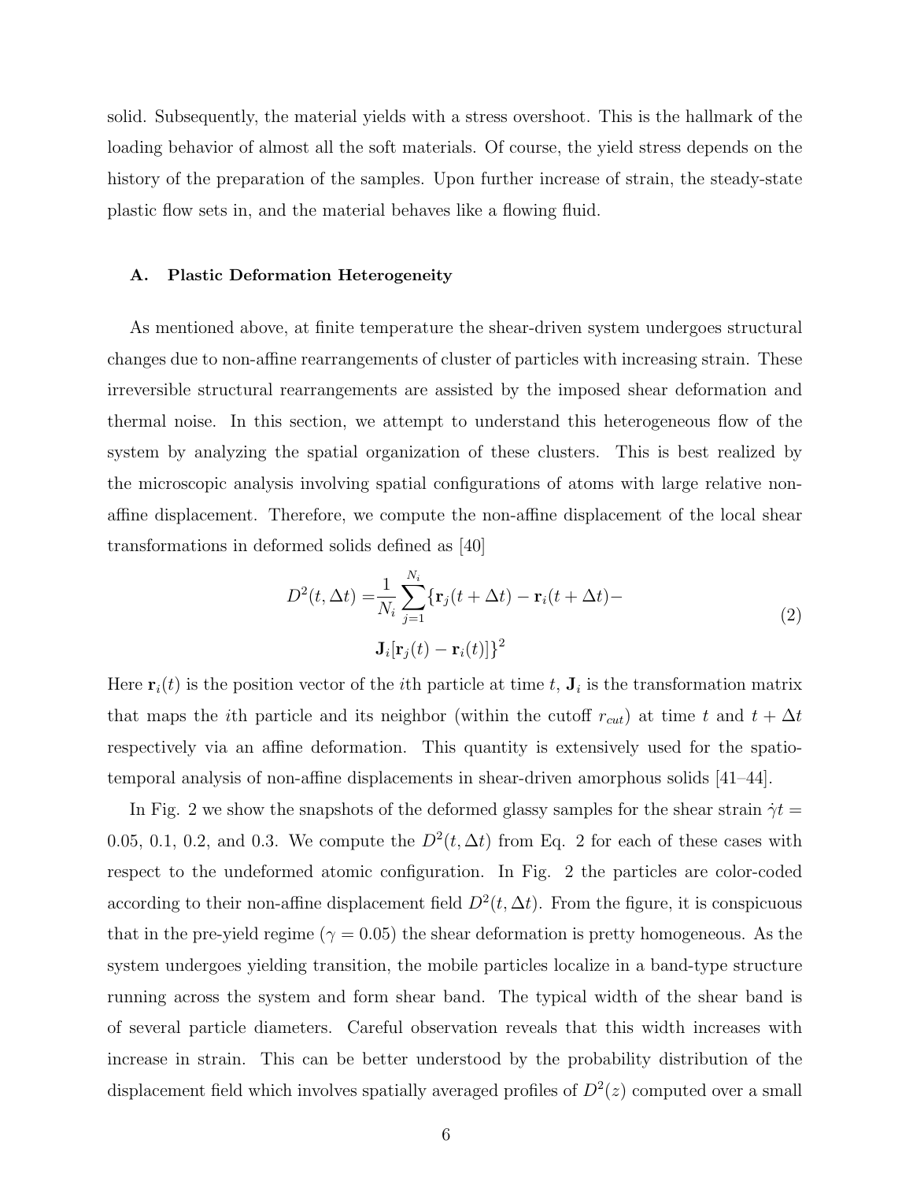solid. Subsequently, the material yields with a stress overshoot. This is the hallmark of the loading behavior of almost all the soft materials. Of course, the yield stress depends on the history of the preparation of the samples. Upon further increase of strain, the steady-state plastic flow sets in, and the material behaves like a flowing fluid.

### A. Plastic Deformation Heterogeneity

As mentioned above, at finite temperature the shear-driven system undergoes structural changes due to non-affine rearrangements of cluster of particles with increasing strain. These irreversible structural rearrangements are assisted by the imposed shear deformation and thermal noise. In this section, we attempt to understand this heterogeneous flow of the system by analyzing the spatial organization of these clusters. This is best realized by the microscopic analysis involving spatial configurations of atoms with large relative non-affine displacement. Therefore, we compute the non-affine displacement of the local shear transformations in deformed solids defined as [40]

$$
\begin{aligned}
D^2(t, \Delta t) = & \frac{1}{N_i} \sum_{j=1}^{N_i} \{ \mathbf{r}_j(t+\Delta t) - \mathbf{r}_i(t+\Delta t) - \\
& \mathbf{J}_i [\mathbf{r}_j(t) - \mathbf{r}_i(t)] \}^2
\end{aligned}
\tag{2}
$$

Here $\mathbf{r}_i(t)$ is the position vector of the $i$th particle at time $t$, $\mathbf{J}_i$ is the transformation matrix that maps the $i$th particle and its neighbor (within the cutoff $r_{cut}$) at time $t$ and $t + \Delta t$ respectively via an affine deformation. This quantity is extensively used for the spatio-temporal analysis of non-affine displacements in shear-driven amorphous solids [41–44].

In Fig. 2 we show the snapshots of the deformed glassy samples for the shear strain $\dot{\gamma}t =$ 0.05, 0.1, 0.2, and 0.3. We compute the $D^2(t, \Delta t)$ from Eq. 2 for each of these cases with respect to the undeformed atomic configuration. In Fig. 2 the particles are color-coded according to their non-affine displacement field $D^2(t, \Delta t)$. From the figure, it is conspicuous that in the pre-yield regime ($\gamma = 0.05$) the shear deformation is pretty homogeneous. As the system undergoes yielding transition, the mobile particles localize in a band-type structure running across the system and form shear band. The typical width of the shear band is of several particle diameters. Careful observation reveals that this width increases with increase in strain. This can be better understood by the probability distribution of the displacement field which involves spatially averaged profiles of $D^2(z)$ computed over a small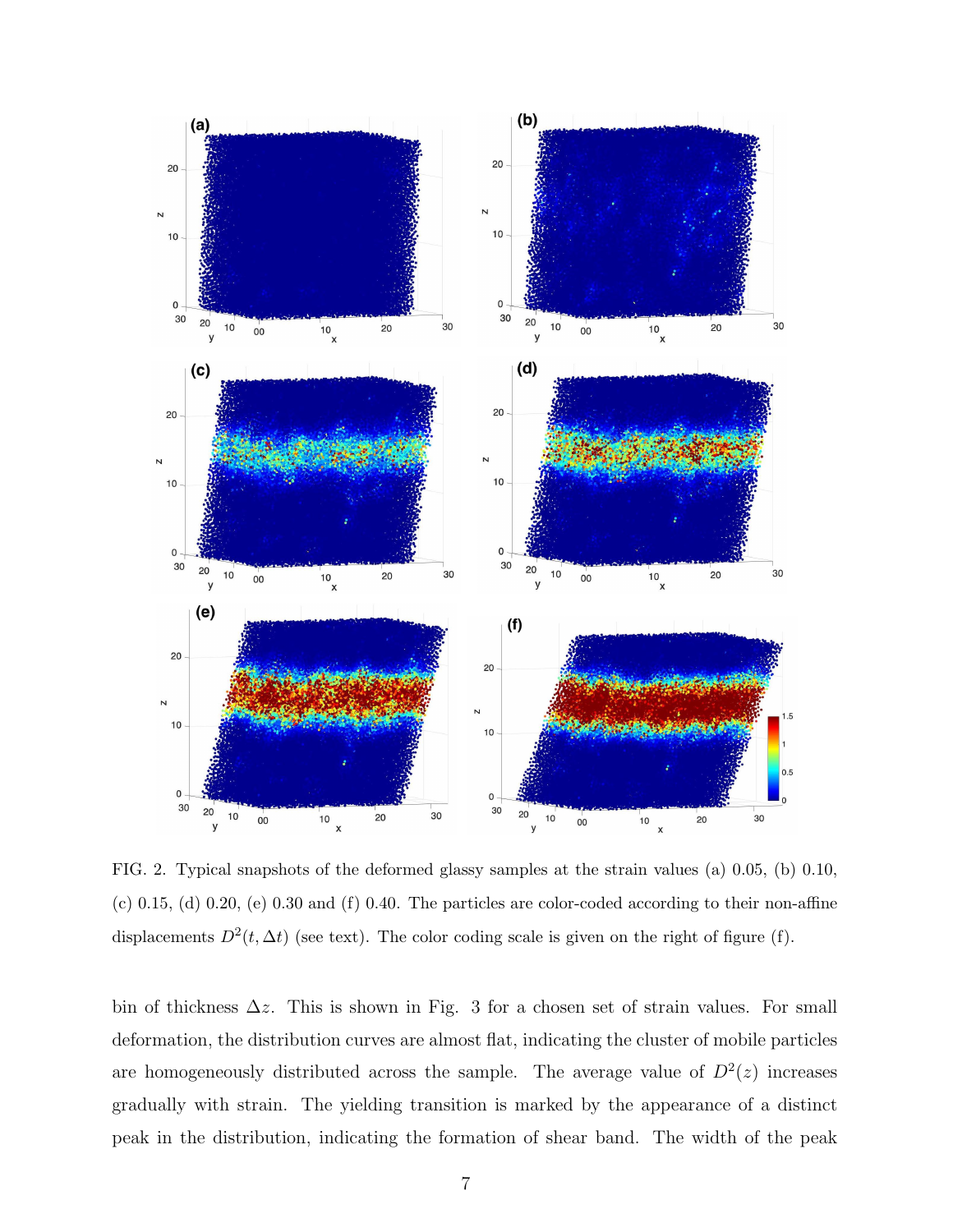FIG. 2. Typical snapshots of the deformed glassy samples at the strain values (a) 0.05, (b) 0.10, (c) 0.15, (d) 0.20, (e) 0.30 and (f) 0.40. The particles are color-coded according to their non-affine displacements $D^2(t, \Delta t)$ (see text). The color coding scale is given on the right of figure (f).

bin of thickness $\Delta z$. This is shown in Fig. 3 for a chosen set of strain values. For small deformation, the distribution curves are almost flat, indicating the cluster of mobile particles are homogeneously distributed across the sample. The average value of $D^2(z)$ increases gradually with strain. The yielding transition is marked by the appearance of a distinct peak in the distribution, indicating the formation of shear band. The width of the peak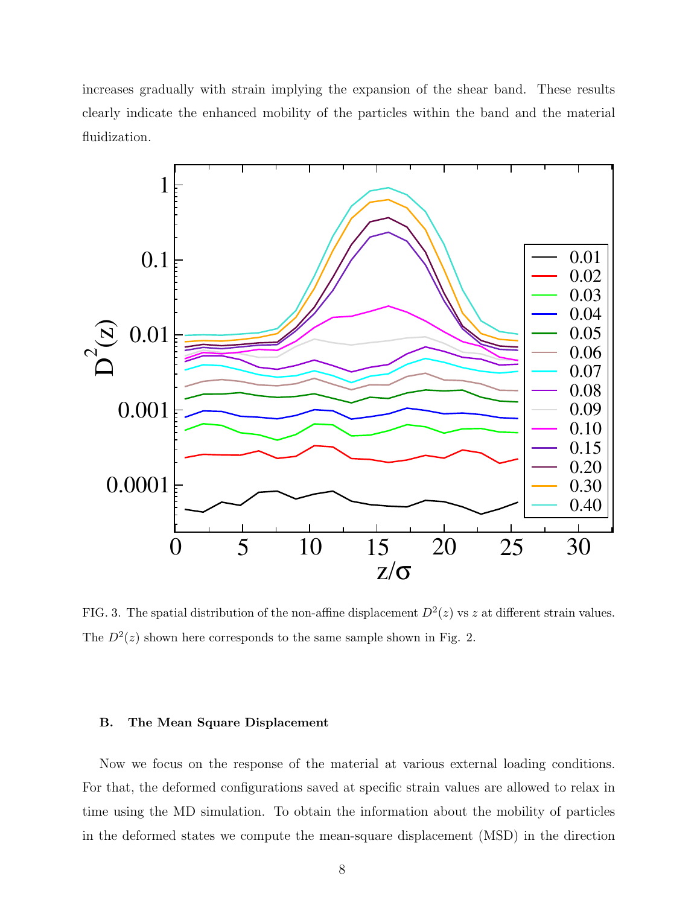increases gradually with strain implying the expansion of the shear band. These results clearly indicate the enhanced mobility of the particles within the band and the material fluidization.

FIG. 3. The spatial distribution of the non-affine displacement $D^2(z)$ vs $z$ at different strain values. The $D^2(z)$ shown here corresponds to the same sample shown in Fig. 2.

### B. The Mean Square Displacement

Now we focus on the response of the material at various external loading conditions. For that, the deformed configurations saved at specific strain values are allowed to relax in time using the MD simulation. To obtain the information about the mobility of particles in the deformed states we compute the mean-square displacement (MSD) in the direction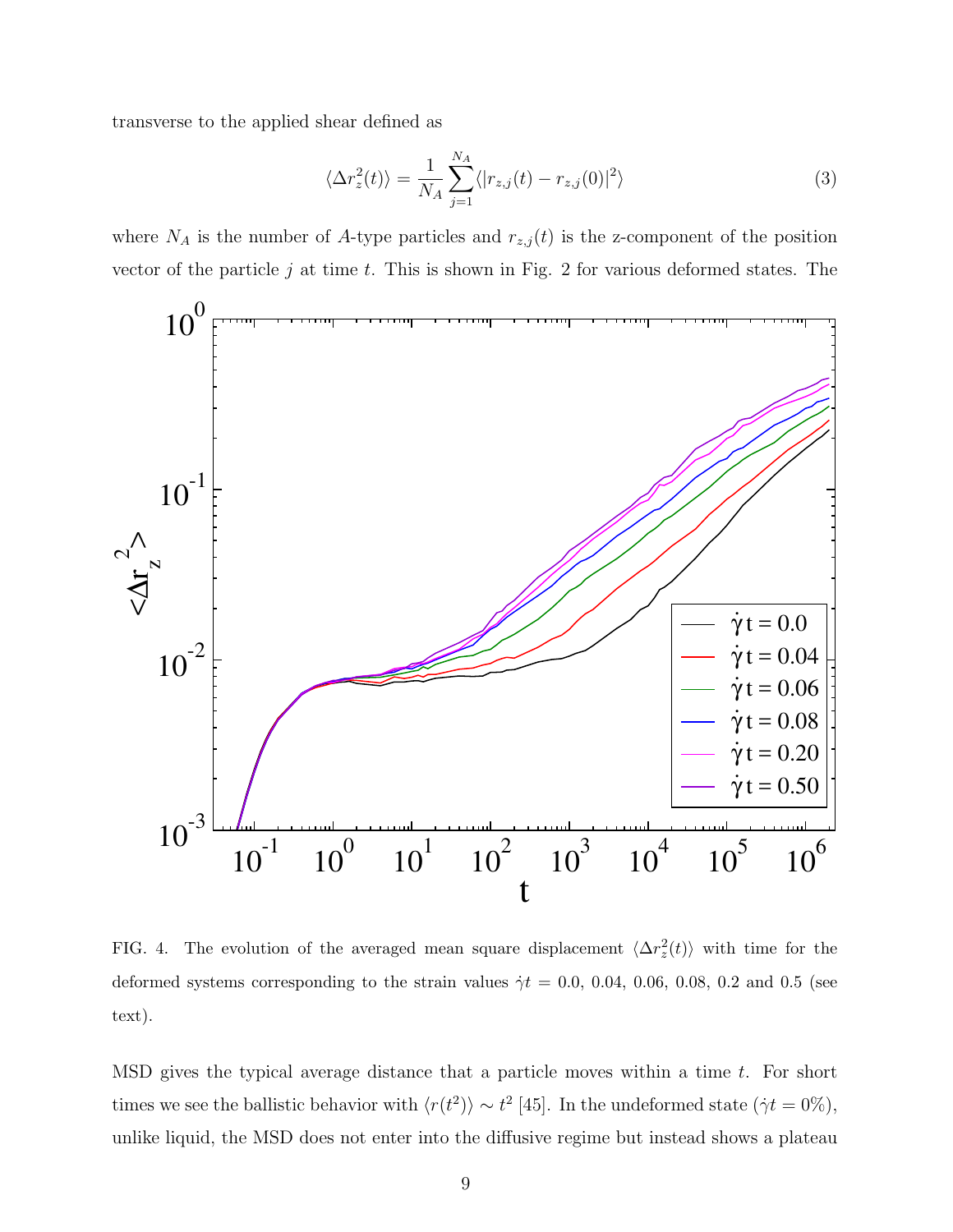transverse to the applied shear defined as

$$\langle \Delta r_z^2(t) \rangle = \frac{1}{N_A} \sum_{j=1}^{N_A} \langle |r_{z,j}(t) - r_{z,j}(0)|^2 \rangle \tag{3}$$

where $N_A$ is the number of $A$-type particles and $r_{z,j}(t)$ is the z-component of the position vector of the particle $j$ at time $t$. This is shown in Fig. 2 for various deformed states. The

FIG. 4. The evolution of the averaged mean square displacement $\langle \Delta r_z^2(t) \rangle$ with time for the deformed systems corresponding to the strain values $\dot{\gamma}t$ = 0.0, 0.04, 0.06, 0.08, 0.2 and 0.5 (see text).

MSD gives the typical average distance that a particle moves within a time $t$. For short times we see the ballistic behavior with $\langle r(t^2) \rangle \sim t^2$ [45]. In the undeformed state ($\dot{\gamma}t = 0\%$), unlike liquid, the MSD does not enter into the diffusive regime but instead shows a plateau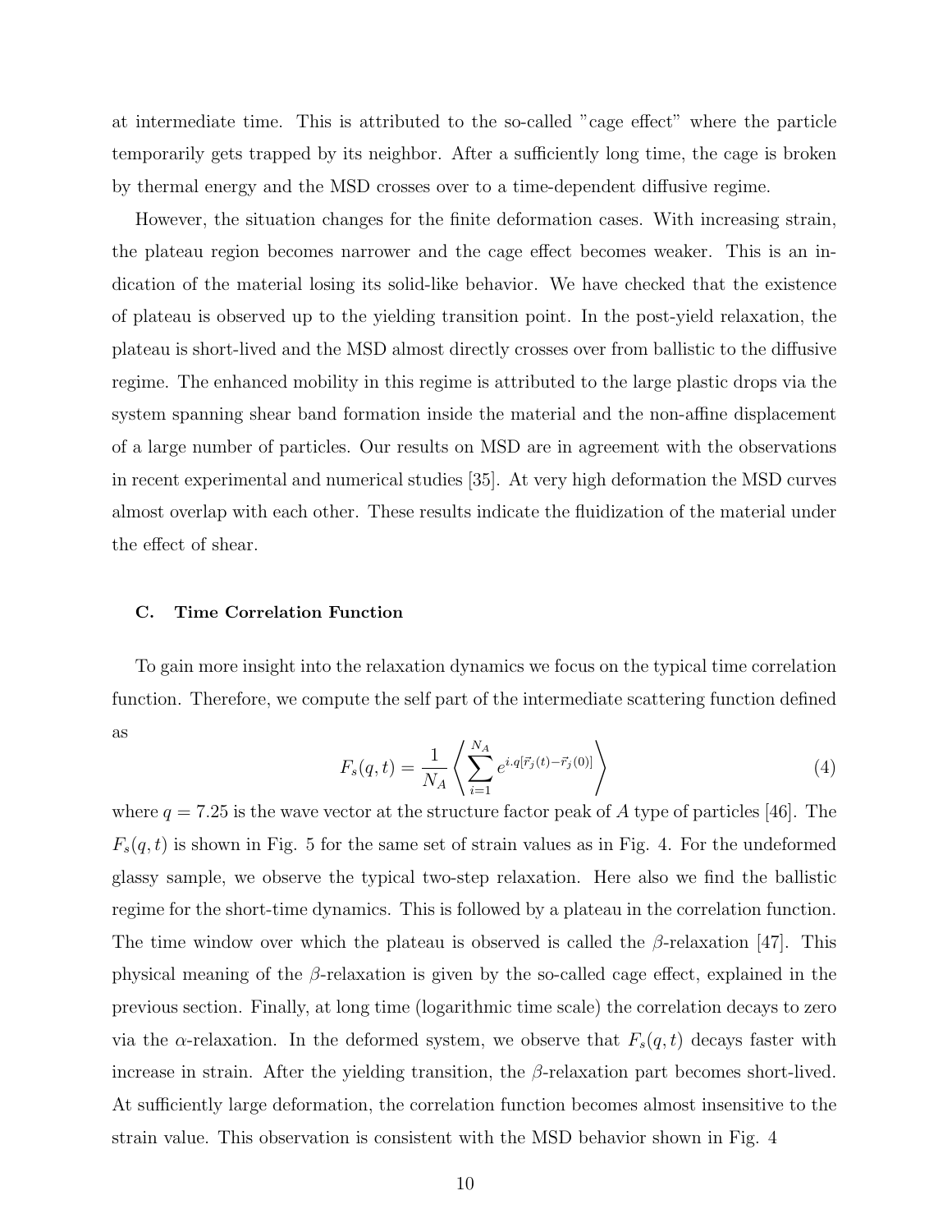at intermediate time. This is attributed to the so-called "cage effect" where the particle temporarily gets trapped by its neighbor. After a sufficiently long time, the cage is broken by thermal energy and the MSD crosses over to a time-dependent diffusive regime.

However, the situation changes for the finite deformation cases. With increasing strain, the plateau region becomes narrower and the cage effect becomes weaker. This is an indication of the material losing its solid-like behavior. We have checked that the existence of plateau is observed up to the yielding transition point. In the post-yield relaxation, the plateau is short-lived and the MSD almost directly crosses over from ballistic to the diffusive regime. The enhanced mobility in this regime is attributed to the large plastic drops via the system spanning shear band formation inside the material and the non-affine displacement of a large number of particles. Our results on MSD are in agreement with the observations in recent experimental and numerical studies [35]. At very high deformation the MSD curves almost overlap with each other. These results indicate the fluidization of the material under the effect of shear.

### C. Time Correlation Function

To gain more insight into the relaxation dynamics we focus on the typical time correlation function. Therefore, we compute the self part of the intermediate scattering function defined as

$$F_s(q,t) = \frac{1}{N_A}\left\langle \sum_{i=1}^{N_A} e^{i.q[\vec{r}_j(t)-\vec{r}_j(0)]} \right\rangle \tag{4}$$

where $q = 7.25$ is the wave vector at the structure factor peak of $A$ type of particles [46]. The $F_s(q,t)$ is shown in Fig. 5 for the same set of strain values as in Fig. 4. For the undeformed glassy sample, we observe the typical two-step relaxation. Here also we find the ballistic regime for the short-time dynamics. This is followed by a plateau in the correlation function. The time window over which the plateau is observed is called the $\beta$-relaxation [47]. This physical meaning of the $\beta$-relaxation is given by the so-called cage effect, explained in the previous section. Finally, at long time (logarithmic time scale) the correlation decays to zero via the $\alpha$-relaxation. In the deformed system, we observe that $F_s(q,t)$ decays faster with increase in strain. After the yielding transition, the $\beta$-relaxation part becomes short-lived. At sufficiently large deformation, the correlation function becomes almost insensitive to the strain value. This observation is consistent with the MSD behavior shown in Fig. 4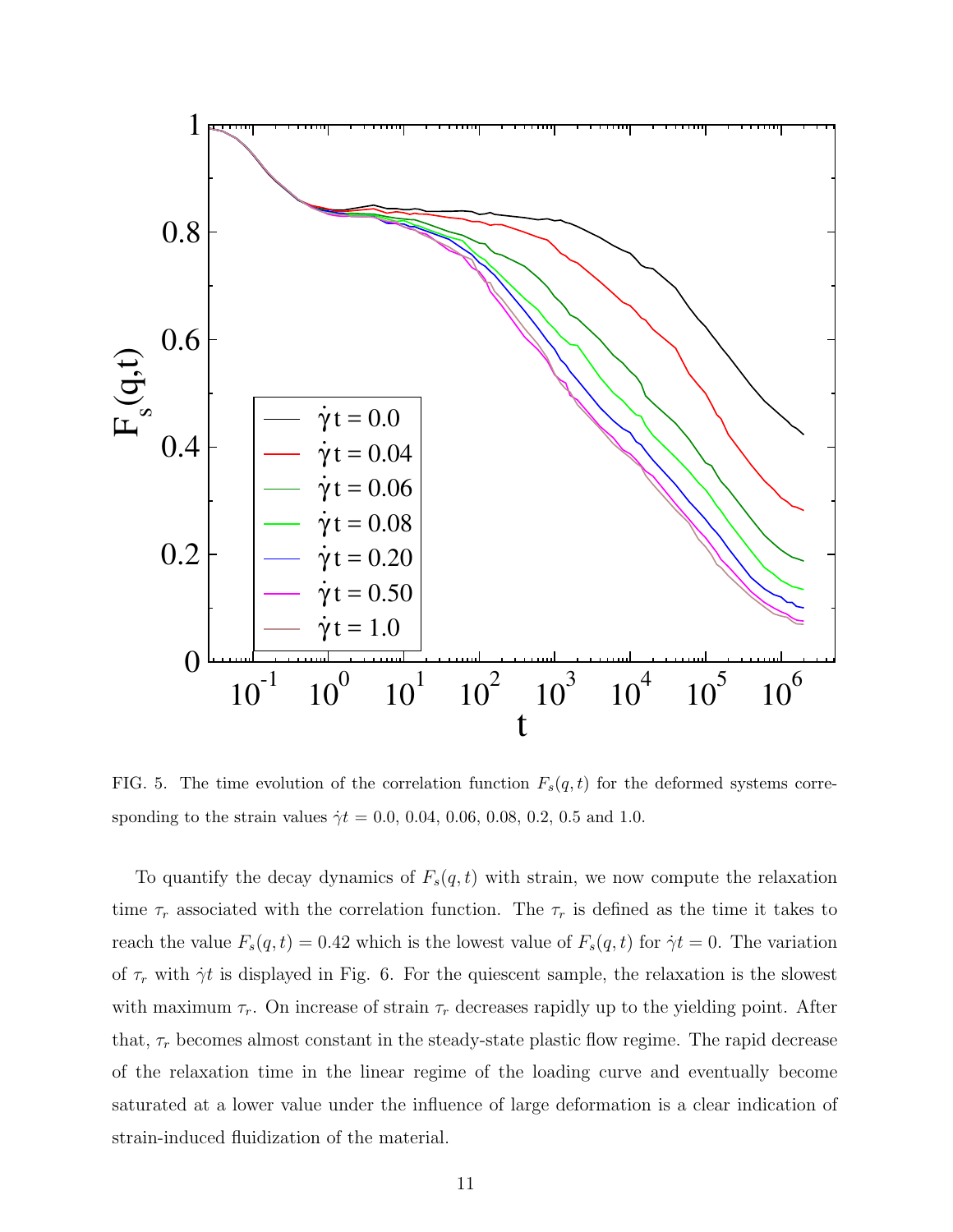FIG. 5. The time evolution of the correlation function $F_s(q,t)$ for the deformed systems corresponding to the strain values $\dot{\gamma}t = 0.0$, 0.04, 0.06, 0.08, 0.2, 0.5 and 1.0.

To quantify the decay dynamics of $F_s(q,t)$ with strain, we now compute the relaxation time $\tau_r$ associated with the correlation function. The $\tau_r$ is defined as the time it takes to reach the value $F_s(q,t) = 0.42$ which is the lowest value of $F_s(q,t)$ for $\dot{\gamma}t = 0$. The variation of $\tau_r$ with $\dot{\gamma}t$ is displayed in Fig. 6. For the quiescent sample, the relaxation is the slowest with maximum $\tau_r$. On increase of strain $\tau_r$ decreases rapidly up to the yielding point. After that, $\tau_r$ becomes almost constant in the steady-state plastic flow regime. The rapid decrease of the relaxation time in the linear regime of the loading curve and eventually become saturated at a lower value under the influence of large deformation is a clear indication of strain-induced fluidization of the material.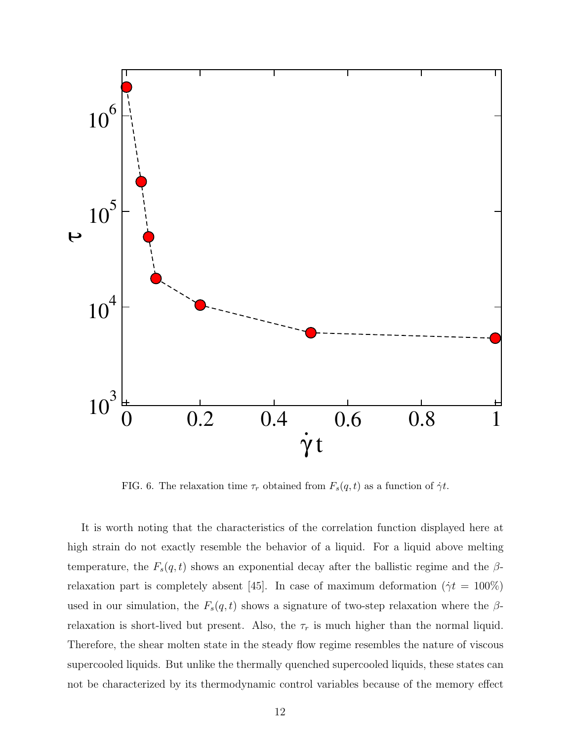FIG. 6. The relaxation time $\tau_r$ obtained from $F_s(q,t)$ as a function of $\dot{\gamma}t$.

It is worth noting that the characteristics of the correlation function displayed here at high strain do not exactly resemble the behavior of a liquid. For a liquid above melting temperature, the $F_s(q,t)$ shows an exponential decay after the ballistic regime and the $\beta$-relaxation part is completely absent [45]. In case of maximum deformation ($\dot{\gamma}t = 100\%$) used in our simulation, the $F_s(q,t)$ shows a signature of two-step relaxation where the $\beta$-relaxation is short-lived but present. Also, the $\tau_r$ is much higher than the normal liquid. Therefore, the shear molten state in the steady flow regime resembles the nature of viscous supercooled liquids. But unlike the thermally quenched supercooled liquids, these states can not be characterized by its thermodynamic control variables because of the memory effect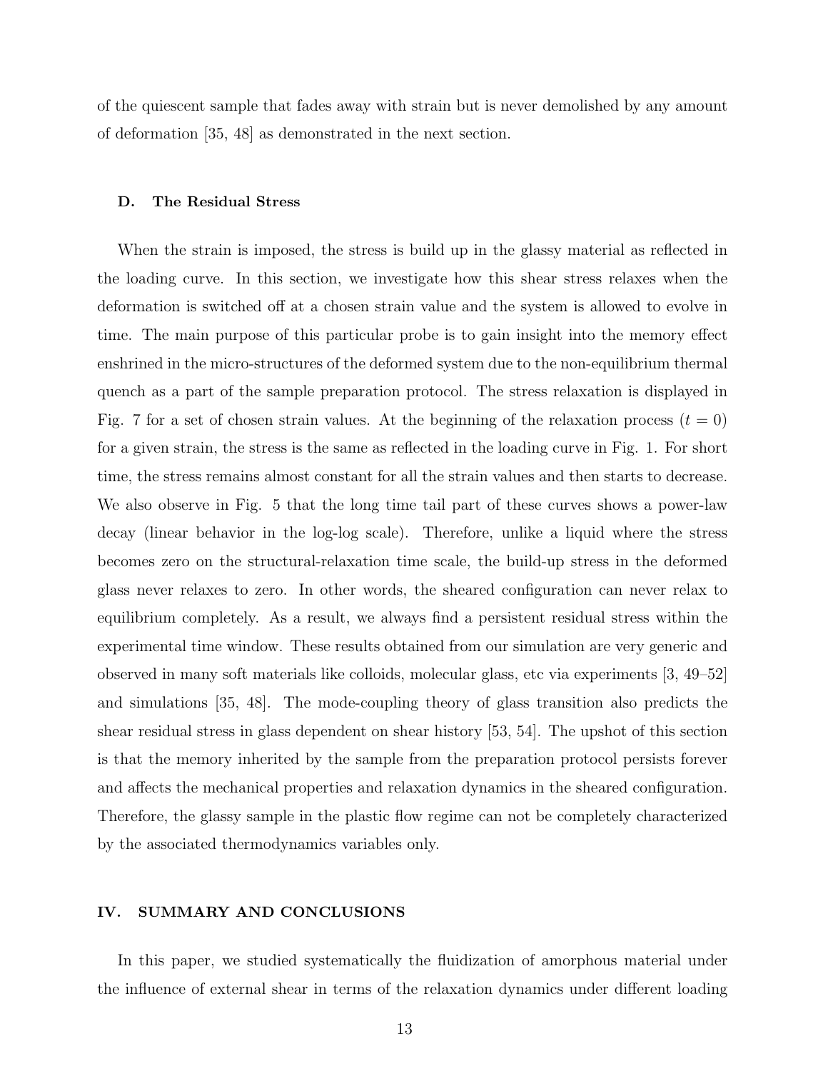of the quiescent sample that fades away with strain but is never demolished by any amount of deformation [35, 48] as demonstrated in the next section.

### D. The Residual Stress

When the strain is imposed, the stress is build up in the glassy material as reflected in the loading curve. In this section, we investigate how this shear stress relaxes when the deformation is switched off at a chosen strain value and the system is allowed to evolve in time. The main purpose of this particular probe is to gain insight into the memory effect enshrined in the micro-structures of the deformed system due to the non-equilibrium thermal quench as a part of the sample preparation protocol. The stress relaxation is displayed in Fig. 7 for a set of chosen strain values. At the beginning of the relaxation process ($t = 0$) for a given strain, the stress is the same as reflected in the loading curve in Fig. 1. For short time, the stress remains almost constant for all the strain values and then starts to decrease. We also observe in Fig. 5 that the long time tail part of these curves shows a power-law decay (linear behavior in the log-log scale). Therefore, unlike a liquid where the stress becomes zero on the structural-relaxation time scale, the build-up stress in the deformed glass never relaxes to zero. In other words, the sheared configuration can never relax to equilibrium completely. As a result, we always find a persistent residual stress within the experimental time window. These results obtained from our simulation are very generic and observed in many soft materials like colloids, molecular glass, etc via experiments [3, 49–52] and simulations [35, 48]. The mode-coupling theory of glass transition also predicts the shear residual stress in glass dependent on shear history [53, 54]. The upshot of this section is that the memory inherited by the sample from the preparation protocol persists forever and affects the mechanical properties and relaxation dynamics in the sheared configuration. Therefore, the glassy sample in the plastic flow regime can not be completely characterized by the associated thermodynamics variables only.

## IV. SUMMARY AND CONCLUSIONS

In this paper, we studied systematically the fluidization of amorphous material under the influence of external shear in terms of the relaxation dynamics under different loading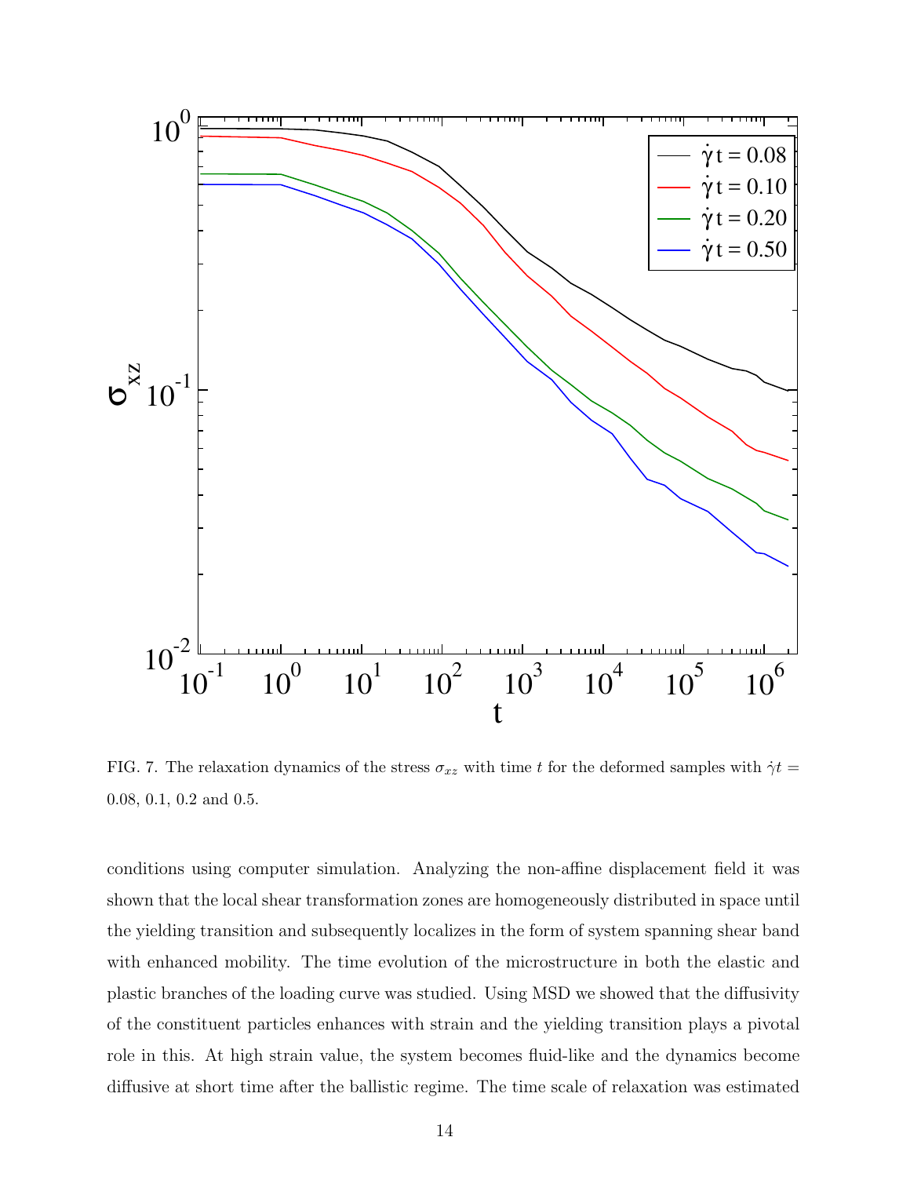FIG. 7. The relaxation dynamics of the stress $\sigma_{xz}$ with time $t$ for the deformed samples with $\dot{\gamma}t =$ 0.08, 0.1, 0.2 and 0.5.

conditions using computer simulation. Analyzing the non-affine displacement field it was shown that the local shear transformation zones are homogeneously distributed in space until the yielding transition and subsequently localizes in the form of system spanning shear band with enhanced mobility. The time evolution of the microstructure in both the elastic and plastic branches of the loading curve was studied. Using MSD we showed that the diffusivity of the constituent particles enhances with strain and the yielding transition plays a pivotal role in this. At high strain value, the system becomes fluid-like and the dynamics become diffusive at short time after the ballistic regime. The time scale of relaxation was estimated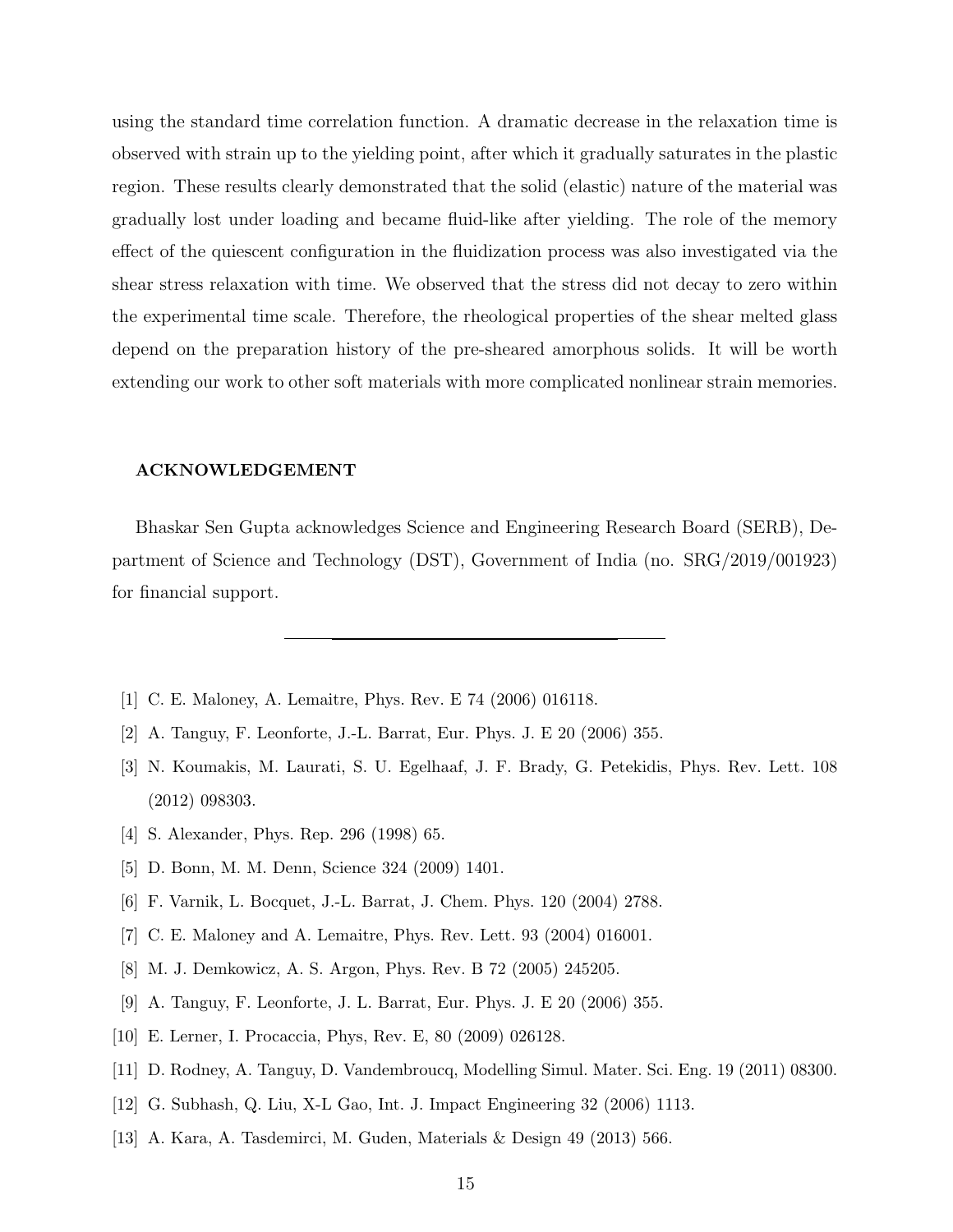using the standard time correlation function. A dramatic decrease in the relaxation time is observed with strain up to the yielding point, after which it gradually saturates in the plastic region. These results clearly demonstrated that the solid (elastic) nature of the material was gradually lost under loading and became fluid-like after yielding. The role of the memory effect of the quiescent configuration in the fluidization process was also investigated via the shear stress relaxation with time. We observed that the stress did not decay to zero within the experimental time scale. Therefore, the rheological properties of the shear melted glass depend on the preparation history of the pre-sheared amorphous solids. It will be worth extending our work to other soft materials with more complicated nonlinear strain memories.

### ACKNOWLEDGEMENT

Bhaskar Sen Gupta acknowledges Science and Engineering Research Board (SERB), Department of Science and Technology (DST), Government of India (no. SRG/2019/001923) for financial support.

---

[1] C. E. Maloney, A. Lemaitre, Phys. Rev. E 74 (2006) 016118.

[2] A. Tanguy, F. Leonforte, J.-L. Barrat, Eur. Phys. J. E 20 (2006) 355.

[3] N. Koumakis, M. Laurati, S. U. Egelhaaf, J. F. Brady, G. Petekidis, Phys. Rev. Lett. 108 (2012) 098303.

[4] S. Alexander, Phys. Rep. 296 (1998) 65.

[5] D. Bonn, M. M. Denn, Science 324 (2009) 1401.

[6] F. Varnik, L. Bocquet, J.-L. Barrat, J. Chem. Phys. 120 (2004) 2788.

[7] C. E. Maloney and A. Lemaitre, Phys. Rev. Lett. 93 (2004) 016001.

[8] M. J. Demkowicz, A. S. Argon, Phys. Rev. B 72 (2005) 245205.

[9] A. Tanguy, F. Leonforte, J. L. Barrat, Eur. Phys. J. E 20 (2006) 355.

[10] E. Lerner, I. Procaccia, Phys, Rev. E, 80 (2009) 026128.

[11] D. Rodney, A. Tanguy, D. Vandembroucq, Modelling Simul. Mater. Sci. Eng. 19 (2011) 08300.

[12] G. Subhash, Q. Liu, X-L Gao, Int. J. Impact Engineering 32 (2006) 1113.

[13] A. Kara, A. Tasdemirci, M. Guden, Materials & Design 49 (2013) 566.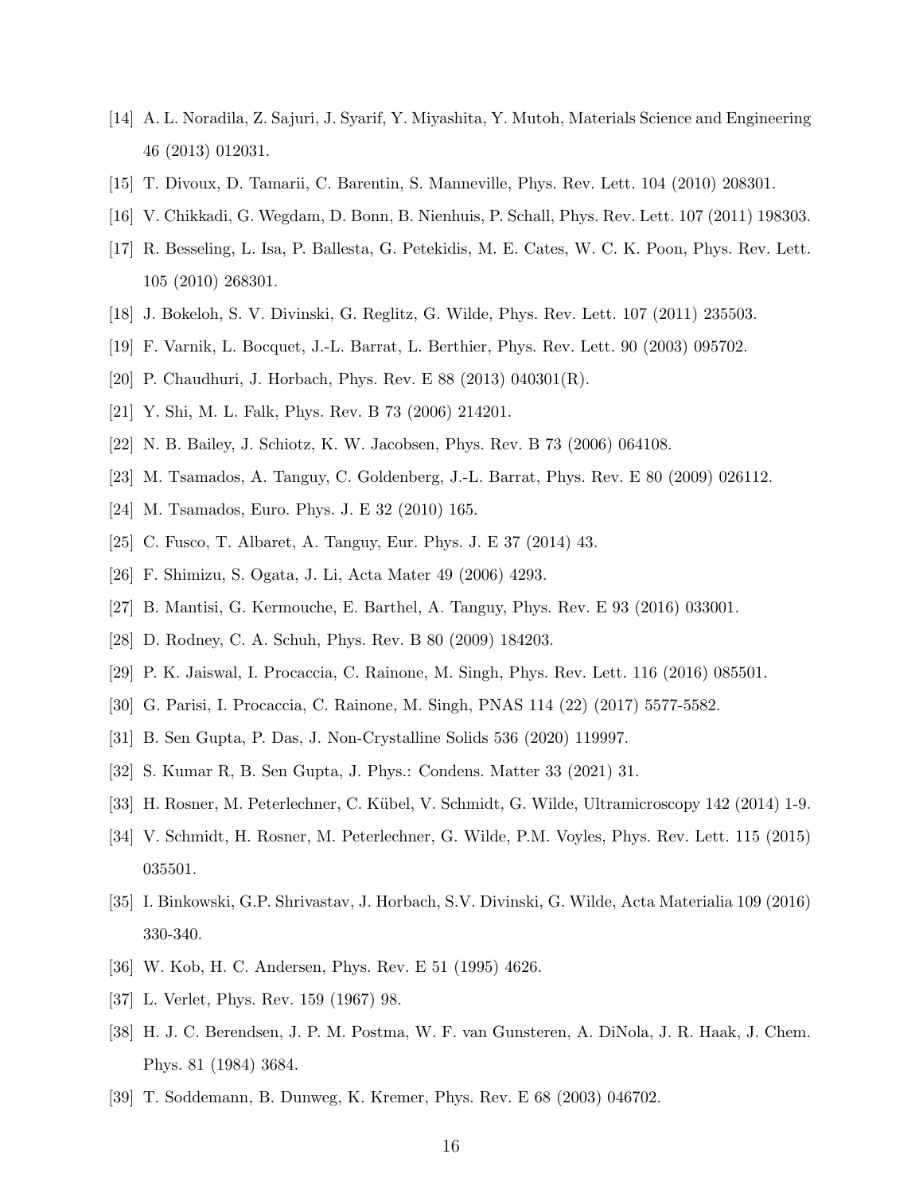[14] A. L. Noradila, Z. Sajuri, J. Syarif, Y. Miyashita, Y. Mutoh, Materials Science and Engineering 46 (2013) 012031.

[15] T. Divoux, D. Tamarii, C. Barentin, S. Manneville, Phys. Rev. Lett. 104 (2010) 208301.

[16] V. Chikkadi, G. Wegdam, D. Bonn, B. Nienhuis, P. Schall, Phys. Rev. Lett. 107 (2011) 198303.

[17] R. Besseling, L. Isa, P. Ballesta, G. Petekidis, M. E. Cates, W. C. K. Poon, Phys. Rev. Lett. 105 (2010) 268301.

[18] J. Bokeloh, S. V. Divinski, G. Reglitz, G. Wilde, Phys. Rev. Lett. 107 (2011) 235503.

[19] F. Varnik, L. Bocquet, J.-L. Barrat, L. Berthier, Phys. Rev. Lett. 90 (2003) 095702.

[20] P. Chaudhuri, J. Horbach, Phys. Rev. E 88 (2013) 040301(R).

[21] Y. Shi, M. L. Falk, Phys. Rev. B 73 (2006) 214201.

[22] N. B. Bailey, J. Schiotz, K. W. Jacobsen, Phys. Rev. B 73 (2006) 064108.

[23] M. Tsamados, A. Tanguy, C. Goldenberg, J.-L. Barrat, Phys. Rev. E 80 (2009) 026112.

[24] M. Tsamados, Euro. Phys. J. E 32 (2010) 165.

[25] C. Fusco, T. Albaret, A. Tanguy, Eur. Phys. J. E 37 (2014) 43.

[26] F. Shimizu, S. Ogata, J. Li, Acta Mater 49 (2006) 4293.

[27] B. Mantisi, G. Kermouche, E. Barthel, A. Tanguy, Phys. Rev. E 93 (2016) 033001.

[28] D. Rodney, C. A. Schuh, Phys. Rev. B 80 (2009) 184203.

[29] P. K. Jaiswal, I. Procaccia, C. Rainone, M. Singh, Phys. Rev. Lett. 116 (2016) 085501.

[30] G. Parisi, I. Procaccia, C. Rainone, M. Singh, PNAS 114 (22) (2017) 5577-5582.

[31] B. Sen Gupta, P. Das, J. Non-Crystalline Solids 536 (2020) 119997.

[32] S. Kumar R, B. Sen Gupta, J. Phys.: Condens. Matter 33 (2021) 31.

[33] H. Rosner, M. Peterlechner, C. Kübel, V. Schmidt, G. Wilde, Ultramicroscopy 142 (2014) 1-9.

[34] V. Schmidt, H. Rosner, M. Peterlechner, G. Wilde, P.M. Voyles, Phys. Rev. Lett. 115 (2015) 035501.

[35] I. Binkowski, G.P. Shrivastav, J. Horbach, S.V. Divinski, G. Wilde, Acta Materialia 109 (2016) 330-340.

[36] W. Kob, H. C. Andersen, Phys. Rev. E 51 (1995) 4626.

[37] L. Verlet, Phys. Rev. 159 (1967) 98.

[38] H. J. C. Berendsen, J. P. M. Postma, W. F. van Gunsteren, A. DiNola, J. R. Haak, J. Chem. Phys. 81 (1984) 3684.

[39] T. Soddemann, B. Dunweg, K. Kremer, Phys. Rev. E 68 (2003) 046702.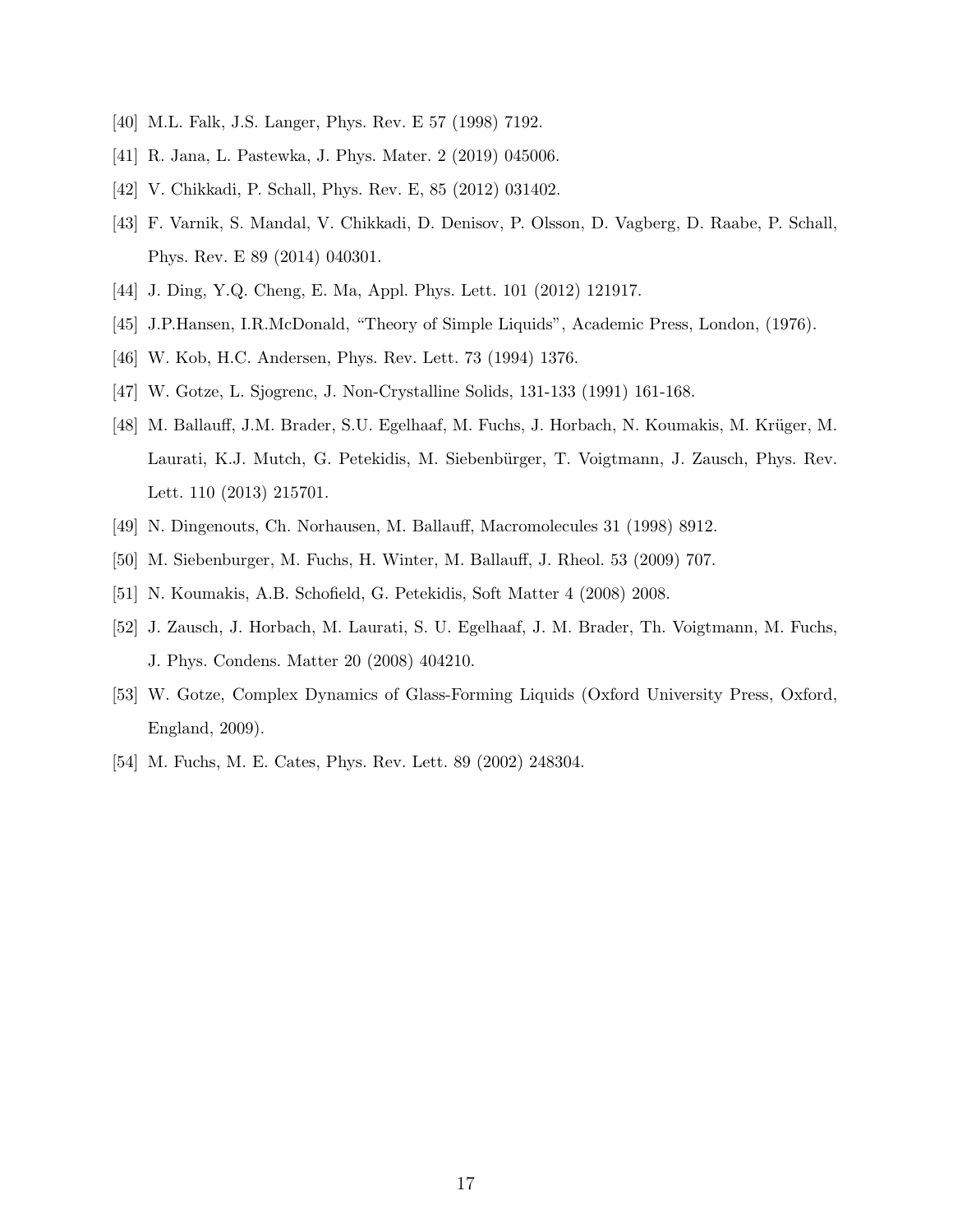[40] M.L. Falk, J.S. Langer, Phys. Rev. E 57 (1998) 7192.

[41] R. Jana, L. Pastewka, J. Phys. Mater. 2 (2019) 045006.

[42] V. Chikkadi, P. Schall, Phys. Rev. E, 85 (2012) 031402.

[43] F. Varnik, S. Mandal, V. Chikkadi, D. Denisov, P. Olsson, D. Vagberg, D. Raabe, P. Schall, Phys. Rev. E 89 (2014) 040301.

[44] J. Ding, Y.Q. Cheng, E. Ma, Appl. Phys. Lett. 101 (2012) 121917.

[45] J.P.Hansen, I.R.McDonald, "Theory of Simple Liquids", Academic Press, London, (1976).

[46] W. Kob, H.C. Andersen, Phys. Rev. Lett. 73 (1994) 1376.

[47] W. Gotze, L. Sjogrenc, J. Non-Crystalline Solids, 131-133 (1991) 161-168.

[48] M. Ballauff, J.M. Brader, S.U. Egelhaaf, M. Fuchs, J. Horbach, N. Koumakis, M. Krüger, M. Laurati, K.J. Mutch, G. Petekidis, M. Siebenbürger, T. Voigtmann, J. Zausch, Phys. Rev. Lett. 110 (2013) 215701.

[49] N. Dingenouts, Ch. Norhausen, M. Ballauff, Macromolecules 31 (1998) 8912.

[50] M. Siebenburger, M. Fuchs, H. Winter, M. Ballauff, J. Rheol. 53 (2009) 707.

[51] N. Koumakis, A.B. Schofield, G. Petekidis, Soft Matter 4 (2008) 2008.

[52] J. Zausch, J. Horbach, M. Laurati, S. U. Egelhaaf, J. M. Brader, Th. Voigtmann, M. Fuchs, J. Phys. Condens. Matter 20 (2008) 404210.

[53] W. Gotze, Complex Dynamics of Glass-Forming Liquids (Oxford University Press, Oxford, England, 2009).

[54] M. Fuchs, M. E. Cates, Phys. Rev. Lett. 89 (2002) 248304.